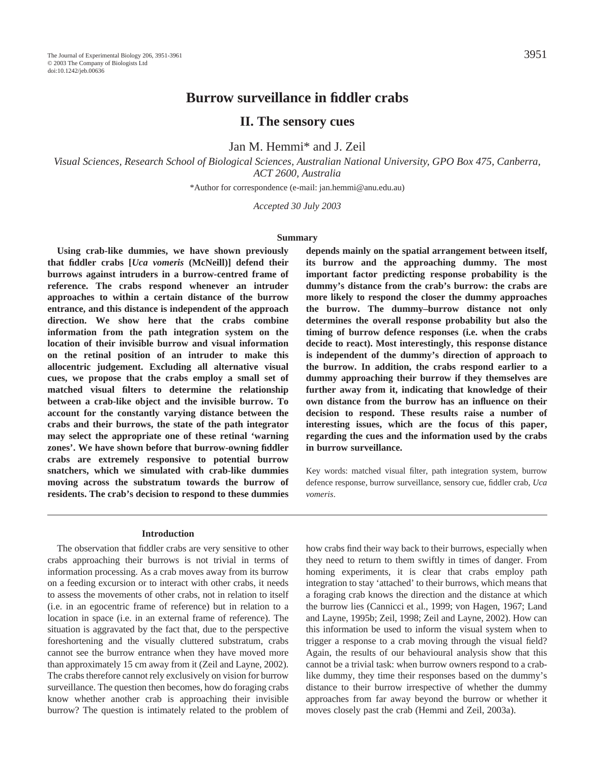# Burrow surveillance in fiddler crabs

## II. The sensory cues

Jan M. Hemmi* and J. Zeil

*Visual Sciences, Research School of Biological Sciences, Australian National University, GPO Box 475, Canberra, ACT 2600, Australia*

*Author for correspondence (e-mail: jan.hemmi@anu.edu.au)

*Accepted 30 July 2003*

### Summary

**Using crab-like dummies, we have shown previously that fiddler crabs [*Uca vomeris* (McNeill)] defend their burrows against intruders in a burrow-centred frame of reference. The crabs respond whenever an intruder approaches to within a certain distance of the burrow entrance, and this distance is independent of the approach direction. We show here that the crabs combine information from the path integration system on the location of their invisible burrow and visual information on the retinal position of an intruder to make this allocentric judgement. Excluding all alternative visual cues, we propose that the crabs employ a small set of matched visual filters to determine the relationship between a crab-like object and the invisible burrow. To account for the constantly varying distance between the crabs and their burrows, the state of the path integrator may select the appropriate one of these retinal 'warning zones'. We have shown before that burrow-owning fiddler crabs are extremely responsive to potential burrow snatchers, which we simulated with crab-like dummies moving across the substratum towards the burrow of residents. The crab's decision to respond to these dummies depends mainly on the spatial arrangement between itself, its burrow and the approaching dummy. The most important factor predicting response probability is the dummy's distance from the crab's burrow: the crabs are more likely to respond the closer the dummy approaches the burrow. The dummy–burrow distance not only determines the overall response probability but also the timing of burrow defence responses (i.e. when the crabs decide to react). Most interestingly, this response distance is independent of the dummy's direction of approach to the burrow. In addition, the crabs respond earlier to a dummy approaching their burrow if they themselves are further away from it, indicating that knowledge of their own distance from the burrow has an influence on their decision to respond. These results raise a number of interesting issues, which are the focus of this paper, regarding the cues and the information used by the crabs in burrow surveillance.**

Key words: matched visual filter, path integration system, burrow defence response, burrow surveillance, sensory cue, fiddler crab, *Uca vomeris*.

### Introduction

The observation that fiddler crabs are very sensitive to other crabs approaching their burrows is not trivial in terms of information processing. As a crab moves away from its burrow on a feeding excursion or to interact with other crabs, it needs to assess the movements of other crabs, not in relation to itself (i.e. in an egocentric frame of reference) but in relation to a location in space (i.e. in an external frame of reference). The situation is aggravated by the fact that, due to the perspective foreshortening and the visually cluttered substratum, crabs cannot see the burrow entrance when they have moved more than approximately 15 cm away from it (Zeil and Layne, 2002). The crabs therefore cannot rely exclusively on vision for burrow surveillance. The question then becomes, how do foraging crabs know whether another crab is approaching their invisible burrow? The question is intimately related to the problem of how crabs find their way back to their burrows, especially when they need to return to them swiftly in times of danger. From homing experiments, it is clear that crabs employ path integration to stay 'attached' to their burrows, which means that a foraging crab knows the direction and the distance at which the burrow lies (Cannicci et al., 1999; von Hagen, 1967; Land and Layne, 1995b; Zeil, 1998; Zeil and Layne, 2002). How can this information be used to inform the visual system when to trigger a response to a crab moving through the visual field? Again, the results of our behavioural analysis show that this cannot be a trivial task: when burrow owners respond to a crab-like dummy, they time their responses based on the dummy's distance to their burrow irrespective of whether the dummy approaches from far away beyond the burrow or whether it moves closely past the crab (Hemmi and Zeil, 2003a).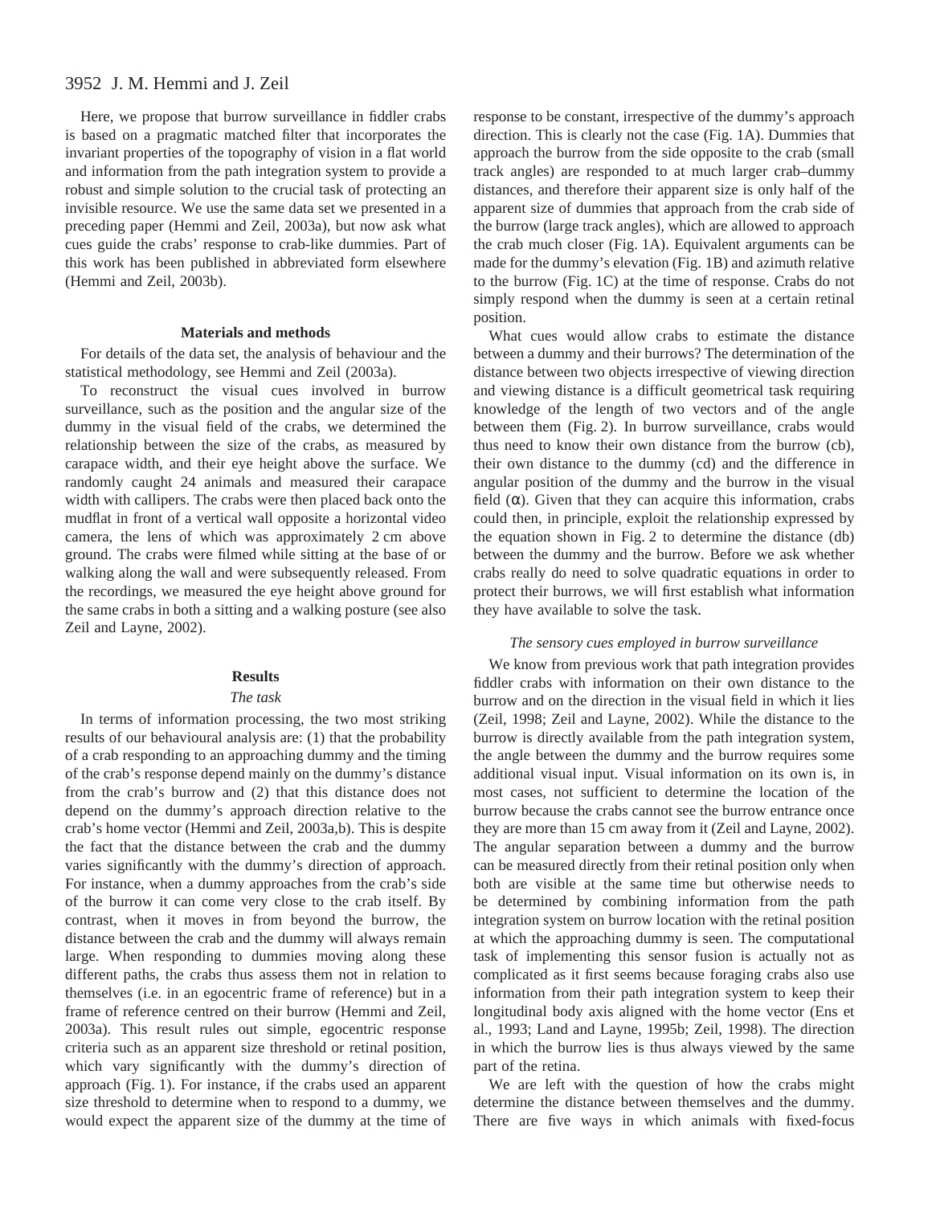Here, we propose that burrow surveillance in fiddler crabs is based on a pragmatic matched filter that incorporates the invariant properties of the topography of vision in a flat world and information from the path integration system to provide a robust and simple solution to the crucial task of protecting an invisible resource. We use the same data set we presented in a preceding paper (Hemmi and Zeil, 2003a), but now ask what cues guide the crabs' response to crab-like dummies. Part of this work has been published in abbreviated form elsewhere (Hemmi and Zeil, 2003b).

## Materials and methods

For details of the data set, the analysis of behaviour and the statistical methodology, see Hemmi and Zeil (2003a).

To reconstruct the visual cues involved in burrow surveillance, such as the position and the angular size of the dummy in the visual field of the crabs, we determined the relationship between the size of the crabs, as measured by carapace width, and their eye height above the surface. We randomly caught 24 animals and measured their carapace width with callipers. The crabs were then placed back onto the mudflat in front of a vertical wall opposite a horizontal video camera, the lens of which was approximately 2 cm above ground. The crabs were filmed while sitting at the base of or walking along the wall and were subsequently released. From the recordings, we measured the eye height above ground for the same crabs in both a sitting and a walking posture (see also Zeil and Layne, 2002).

## Results

### *The task*

In terms of information processing, the two most striking results of our behavioural analysis are: (1) that the probability of a crab responding to an approaching dummy and the timing of the crab's response depend mainly on the dummy's distance from the crab's burrow and (2) that this distance does not depend on the dummy's approach direction relative to the crab's home vector (Hemmi and Zeil, 2003a,b). This is despite the fact that the distance between the crab and the dummy varies significantly with the dummy's direction of approach. For instance, when a dummy approaches from the crab's side of the burrow it can come very close to the crab itself. By contrast, when it moves in from beyond the burrow, the distance between the crab and the dummy will always remain large. When responding to dummies moving along these different paths, the crabs thus assess them not in relation to themselves (i.e. in an egocentric frame of reference) but in a frame of reference centred on their burrow (Hemmi and Zeil, 2003a). This result rules out simple, egocentric response criteria such as an apparent size threshold or retinal position, which vary significantly with the dummy's direction of approach (Fig. 1). For instance, if the crabs used an apparent size threshold to determine when to respond to a dummy, we would expect the apparent size of the dummy at the time of response to be constant, irrespective of the dummy's approach direction. This is clearly not the case (Fig. 1A). Dummies that approach the burrow from the side opposite to the crab (small track angles) are responded to at much larger crab–dummy distances, and therefore their apparent size is only half of the apparent size of dummies that approach from the crab side of the burrow (large track angles), which are allowed to approach the crab much closer (Fig. 1A). Equivalent arguments can be made for the dummy's elevation (Fig. 1B) and azimuth relative to the burrow (Fig. 1C) at the time of response. Crabs do not simply respond when the dummy is seen at a certain retinal position.

What cues would allow crabs to estimate the distance between a dummy and their burrows? The determination of the distance between two objects irrespective of viewing direction and viewing distance is a difficult geometrical task requiring knowledge of the length of two vectors and of the angle between them (Fig. 2). In burrow surveillance, crabs would thus need to know their own distance from the burrow (cb), their own distance to the dummy (cd) and the difference in angular position of the dummy and the burrow in the visual field ($\alpha$). Given that they can acquire this information, crabs could then, in principle, exploit the relationship expressed by the equation shown in Fig. 2 to determine the distance (db) between the dummy and the burrow. Before we ask whether crabs really do need to solve quadratic equations in order to protect their burrows, we will first establish what information they have available to solve the task.

### *The sensory cues employed in burrow surveillance*

We know from previous work that path integration provides fiddler crabs with information on their own distance to the burrow and on the direction in the visual field in which it lies (Zeil, 1998; Zeil and Layne, 2002). While the distance to the burrow is directly available from the path integration system, the angle between the dummy and the burrow requires some additional visual input. Visual information on its own is, in most cases, not sufficient to determine the location of the burrow because the crabs cannot see the burrow entrance once they are more than 15 cm away from it (Zeil and Layne, 2002). The angular separation between a dummy and the burrow can be measured directly from their retinal position only when both are visible at the same time but otherwise needs to be determined by combining information from the path integration system on burrow location with the retinal position at which the approaching dummy is seen. The computational task of implementing this sensor fusion is actually not as complicated as it first seems because foraging crabs also use information from their path integration system to keep their longitudinal body axis aligned with the home vector (Ens et al., 1993; Land and Layne, 1995b; Zeil, 1998). The direction in which the burrow lies is thus always viewed by the same part of the retina.

We are left with the question of how the crabs might determine the distance between themselves and the dummy. There are five ways in which animals with fixed-focus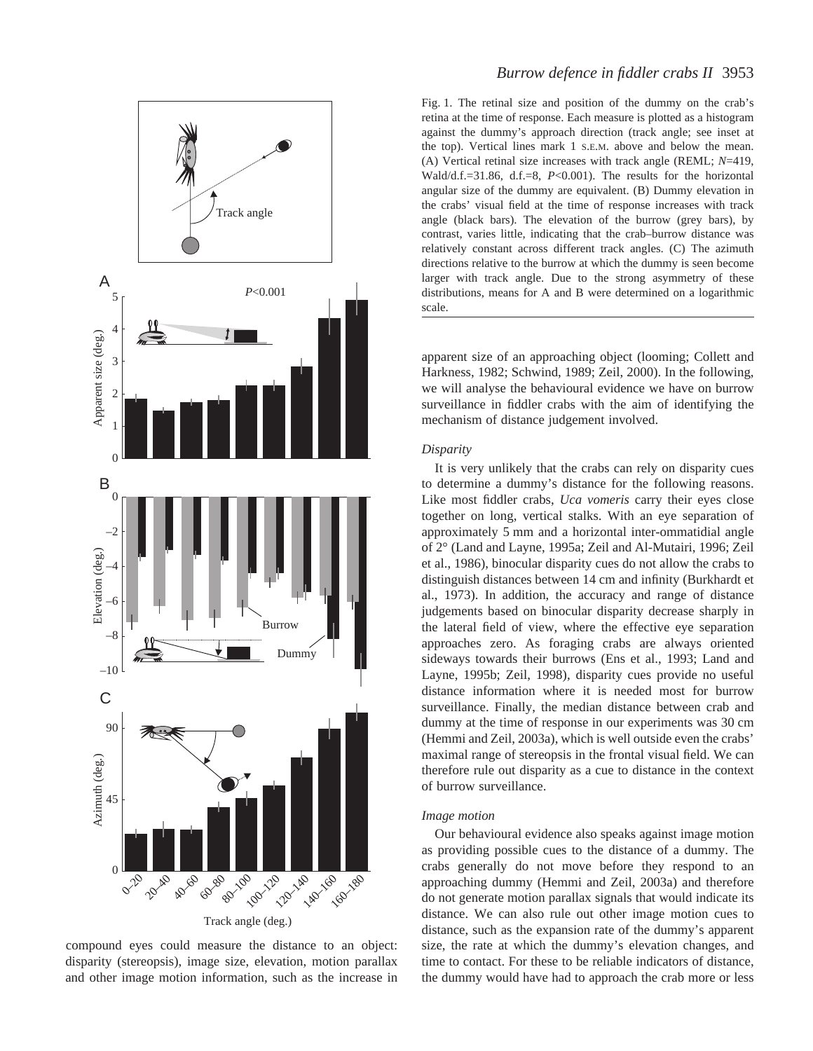Fig. 1. The retinal size and position of the dummy on the crab's retina at the time of response. Each measure is plotted as a histogram against the dummy's approach direction (track angle; see inset at the top). Vertical lines mark 1 S.E.M. above and below the mean. (A) Vertical retinal size increases with track angle (REML; $N$=419, Wald/d.f.=31.86, d.f.=8, $P$<0.001). The results for the horizontal angular size of the dummy are equivalent. (B) Dummy elevation in the crabs' visual field at the time of response increases with track angle (black bars). The elevation of the burrow (grey bars), by contrast, varies little, indicating that the crab–burrow distance was relatively constant across different track angles. (C) The azimuth directions relative to the burrow at which the dummy is seen become larger with track angle. Due to the strong asymmetry of these distributions, means for A and B were determined on a logarithmic scale.

compound eyes could measure the distance to an object: disparity (stereopsis), image size, elevation, motion parallax and other image motion information, such as the increase in apparent size of an approaching object (looming; Collett and Harkness, 1982; Schwind, 1989; Zeil, 2000). In the following, we will analyse the behavioural evidence we have on burrow surveillance in fiddler crabs with the aim of identifying the mechanism of distance judgement involved.

### *Disparity*

It is very unlikely that the crabs can rely on disparity cues to determine a dummy's distance for the following reasons. Like most fiddler crabs, *Uca vomeris* carry their eyes close together on long, vertical stalks. With an eye separation of approximately 5 mm and a horizontal inter-ommatidial angle of 2° (Land and Layne, 1995a; Zeil and Al-Mutairi, 1996; Zeil et al., 1986), binocular disparity cues do not allow the crabs to distinguish distances between 14 cm and infinity (Burkhardt et al., 1973). In addition, the accuracy and range of distance judgements based on binocular disparity decrease sharply in the lateral field of view, where the effective eye separation approaches zero. As foraging crabs are always oriented sideways towards their burrows (Ens et al., 1993; Land and Layne, 1995b; Zeil, 1998), disparity cues provide no useful distance information where it is needed most for burrow surveillance. Finally, the median distance between crab and dummy at the time of response in our experiments was 30 cm (Hemmi and Zeil, 2003a), which is well outside even the crabs' maximal range of stereopsis in the frontal visual field. We can therefore rule out disparity as a cue to distance in the context of burrow surveillance.

### *Image motion*

Our behavioural evidence also speaks against image motion as providing possible cues to the distance of a dummy. The crabs generally do not move before they respond to an approaching dummy (Hemmi and Zeil, 2003a) and therefore do not generate motion parallax signals that would indicate its distance. We can also rule out other image motion cues to distance, such as the expansion rate of the dummy's apparent size, the rate at which the dummy's elevation changes, and time to contact. For these to be reliable indicators of distance, the dummy would have had to approach the crab more or less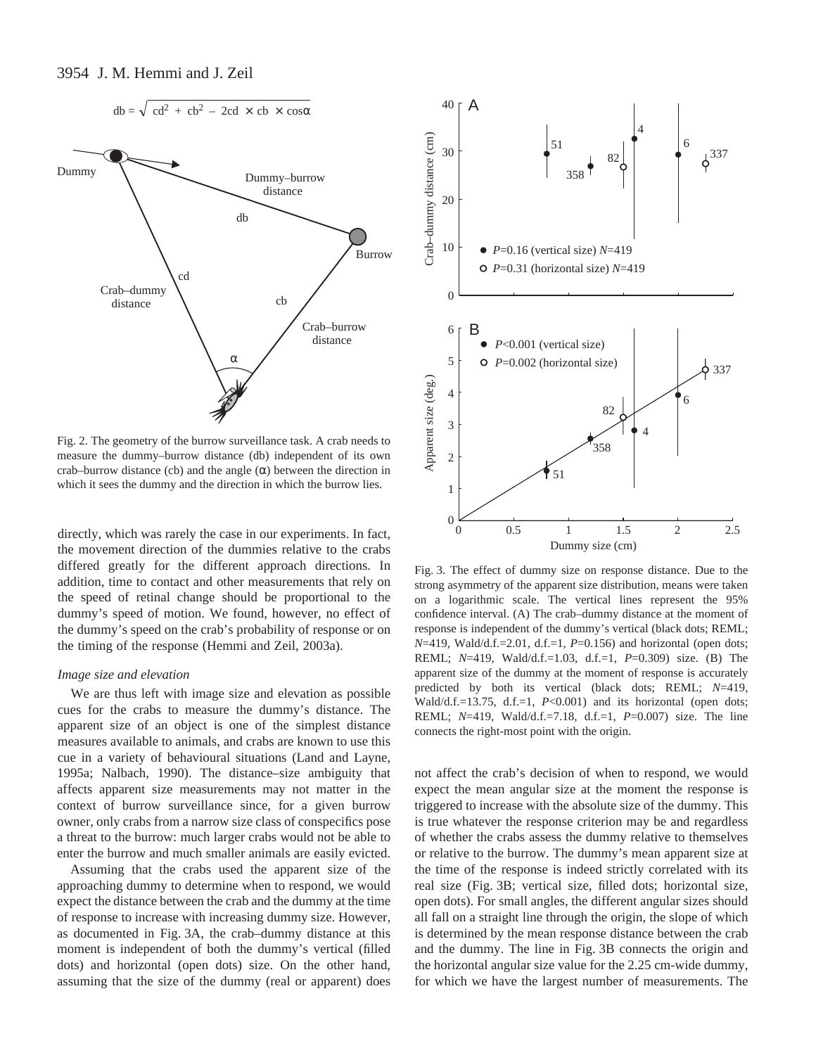$$db = \sqrt{cd^2 + cb^2 - 2cd \times cb \times \cos\alpha}$$

Fig. 2. The geometry of the burrow surveillance task. A crab needs to measure the dummy–burrow distance (db) independent of its own crab–burrow distance (cb) and the angle (α) between the direction in which it sees the dummy and the direction in which the burrow lies.

directly, which was rarely the case in our experiments. In fact, the movement direction of the dummies relative to the crabs differed greatly for the different approach directions. In addition, time to contact and other measurements that rely on the speed of retinal change should be proportional to the dummy's speed of motion. We found, however, no effect of the dummy's speed on the crab's probability of response or on the timing of the response (Hemmi and Zeil, 2003a).

### *Image size and elevation*

We are thus left with image size and elevation as possible cues for the crabs to measure the dummy's distance. The apparent size of an object is one of the simplest distance measures available to animals, and crabs are known to use this cue in a variety of behavioural situations (Land and Layne, 1995a; Nalbach, 1990). The distance–size ambiguity that affects apparent size measurements may not matter in the context of burrow surveillance since, for a given burrow owner, only crabs from a narrow size class of conspecifics pose a threat to the burrow: much larger crabs would not be able to enter the burrow and much smaller animals are easily evicted.

Assuming that the crabs used the apparent size of the approaching dummy to determine when to respond, we would expect the distance between the crab and the dummy at the time of response to increase with increasing dummy size. However, as documented in Fig. 3A, the crab–dummy distance at this moment is independent of both the dummy's vertical (filled dots) and horizontal (open dots) size. On the other hand, assuming that the size of the dummy (real or apparent) does not affect the crab's decision of when to respond, we would expect the mean angular size at the moment the response is triggered to increase with the absolute size of the dummy. This is true whatever the response criterion may be and regardless of whether the crabs assess the dummy relative to themselves or relative to the burrow. The dummy's mean apparent size at the time of the response is indeed strictly correlated with its real size (Fig. 3B; vertical size, filled dots; horizontal size, open dots). For small angles, the different angular sizes should all fall on a straight line through the origin, the slope of which is determined by the mean response distance between the crab and the dummy. The line in Fig. 3B connects the origin and the horizontal angular size value for the 2.25 cm-wide dummy, for which we have the largest number of measurements. The

Fig. 3. The effect of dummy size on response distance. Due to the strong asymmetry of the apparent size distribution, means were taken on a logarithmic scale. The vertical lines represent the 95% confidence interval. (A) The crab–dummy distance at the moment of response is independent of the dummy's vertical (black dots; REML; $N$=419, Wald/d.f.=2.01, d.f.=1, $P$=0.156) and horizontal (open dots; REML; $N$=419, Wald/d.f.=1.03, d.f.=1, $P$=0.309) size. (B) The apparent size of the dummy at the moment of response is accurately predicted by both its vertical (black dots; REML; $N$=419, Wald/d.f.=13.75, d.f.=1, $P$<0.001) and its horizontal (open dots; REML; $N$=419, Wald/d.f.=7.18, d.f.=1, $P$=0.007) size. The line connects the right-most point with the origin.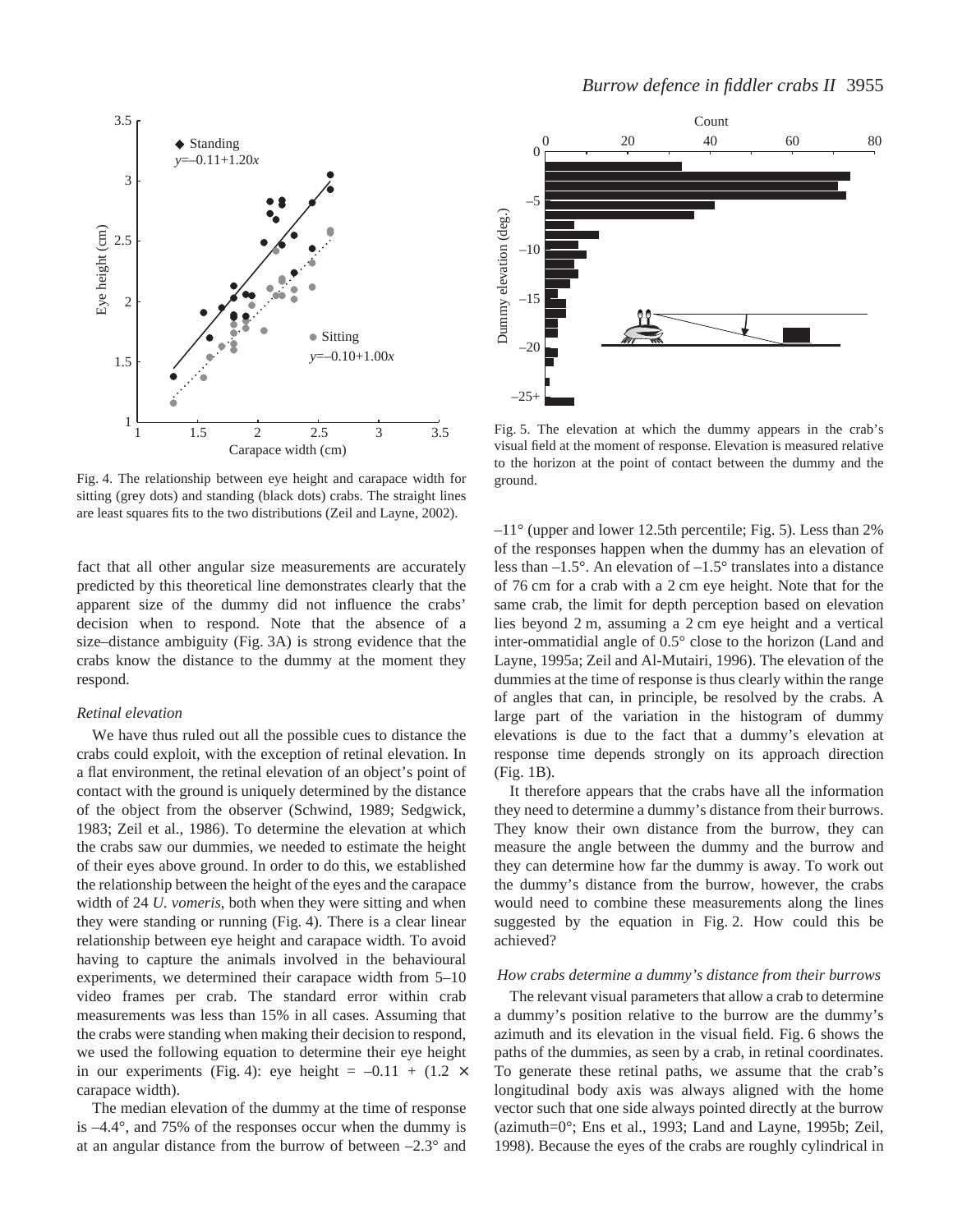Fig. 4. The relationship between eye height and carapace width for sitting (grey dots) and standing (black dots) crabs. The straight lines are least squares fits to the two distributions (Zeil and Layne, 2002).

fact that all other angular size measurements are accurately predicted by this theoretical line demonstrates clearly that the apparent size of the dummy did not influence the crabs' decision when to respond. Note that the absence of a size–distance ambiguity (Fig. 3A) is strong evidence that the crabs know the distance to the dummy at the moment they respond.

### *Retinal elevation*

We have thus ruled out all the possible cues to distance the crabs could exploit, with the exception of retinal elevation. In a flat environment, the retinal elevation of an object's point of contact with the ground is uniquely determined by the distance of the object from the observer (Schwind, 1989; Sedgwick, 1983; Zeil et al., 1986). To determine the elevation at which the crabs saw our dummies, we needed to estimate the height of their eyes above ground. In order to do this, we established the relationship between the height of the eyes and the carapace width of 24 *U. vomeris*, both when they were sitting and when they were standing or running (Fig. 4). There is a clear linear relationship between eye height and carapace width. To avoid having to capture the animals involved in the behavioural experiments, we determined their carapace width from 5–10 video frames per crab. The standard error within crab measurements was less than 15% in all cases. Assuming that the crabs were standing when making their decision to respond, we used the following equation to determine their eye height in our experiments (Fig. 4): eye height = $-0.11 + (1.2 \times$ carapace width).

The median elevation of the dummy at the time of response is –4.4°, and 75% of the responses occur when the dummy is at an angular distance from the burrow of between –2.3° and –11° (upper and lower 12.5th percentile; Fig. 5). Less than 2% of the responses happen when the dummy has an elevation of less than –1.5°. An elevation of –1.5° translates into a distance of 76 cm for a crab with a 2 cm eye height. Note that for the same crab, the limit for depth perception based on elevation lies beyond 2 m, assuming a 2 cm eye height and a vertical inter-ommatidial angle of 0.5° close to the horizon (Land and Layne, 1995a; Zeil and Al-Mutairi, 1996). The elevation of the dummies at the time of response is thus clearly within the range of angles that can, in principle, be resolved by the crabs. A large part of the variation in the histogram of dummy elevations is due to the fact that a dummy's elevation at response time depends strongly on its approach direction (Fig. 1B).

Fig. 5. The elevation at which the dummy appears in the crab's visual field at the moment of response. Elevation is measured relative to the horizon at the point of contact between the dummy and the ground.

It therefore appears that the crabs have all the information they need to determine a dummy's distance from their burrows. They know their own distance from the burrow, they can measure the angle between the dummy and the burrow and they can determine how far the dummy is away. To work out the dummy's distance from the burrow, however, the crabs would need to combine these measurements along the lines suggested by the equation in Fig. 2. How could this be achieved?

### *How crabs determine a dummy's distance from their burrows*

The relevant visual parameters that allow a crab to determine a dummy's position relative to the burrow are the dummy's azimuth and its elevation in the visual field. Fig. 6 shows the paths of the dummies, as seen by a crab, in retinal coordinates. To generate these retinal paths, we assume that the crab's longitudinal body axis was always aligned with the home vector such that one side always pointed directly at the burrow (azimuth=0°; Ens et al., 1993; Land and Layne, 1995b; Zeil, 1998). Because the eyes of the crabs are roughly cylindrical in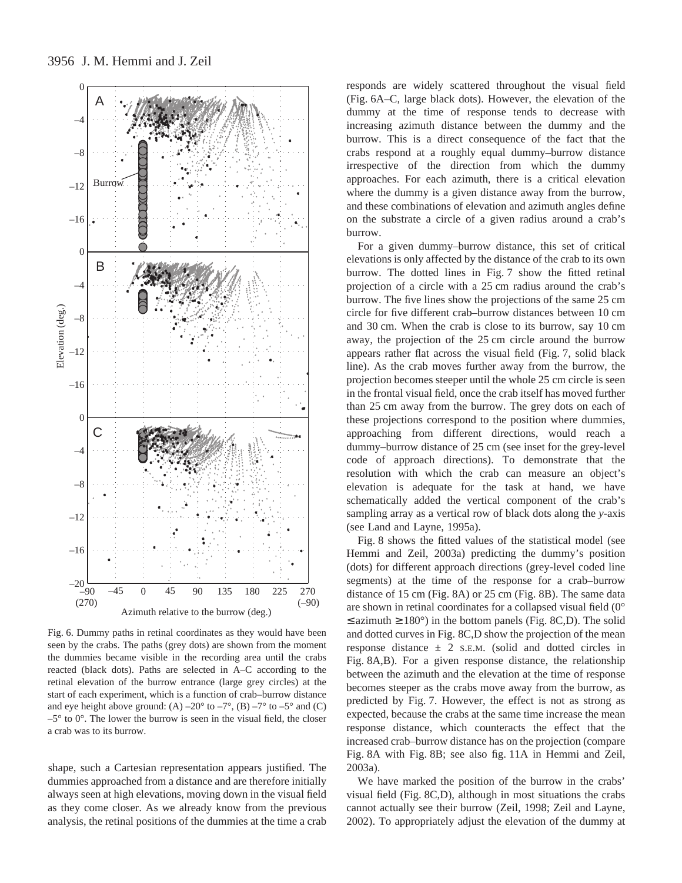Fig. 6. Dummy paths in retinal coordinates as they would have been seen by the crabs. The paths (grey dots) are shown from the moment the dummies became visible in the recording area until the crabs reacted (black dots). Paths are selected in A–C according to the retinal elevation of the burrow entrance (large grey circles) at the start of each experiment, which is a function of crab–burrow distance and eye height above ground: (A) –20° to –7°, (B) –7° to –5° and (C) –5° to 0°. The lower the burrow is seen in the visual field, the closer a crab was to its burrow.

shape, such a Cartesian representation appears justified. The dummies approached from a distance and are therefore initially always seen at high elevations, moving down in the visual field as they come closer. As we already know from the previous analysis, the retinal positions of the dummies at the time a crab responds are widely scattered throughout the visual field (Fig. 6A–C, large black dots). However, the elevation of the dummy at the time of response tends to decrease with increasing azimuth distance between the dummy and the burrow. This is a direct consequence of the fact that the crabs respond at a roughly equal dummy–burrow distance irrespective of the direction from which the dummy approaches. For each azimuth, there is a critical elevation where the dummy is a given distance away from the burrow, and these combinations of elevation and azimuth angles define on the substrate a circle of a given radius around a crab's burrow.

For a given dummy–burrow distance, this set of critical elevations is only affected by the distance of the crab to its own burrow. The dotted lines in Fig. 7 show the fitted retinal projection of a circle with a 25 cm radius around the crab's burrow. The five lines show the projections of the same 25 cm circle for five different crab–burrow distances between 10 cm and 30 cm. When the crab is close to its burrow, say 10 cm away, the projection of the 25 cm circle around the burrow appears rather flat across the visual field (Fig. 7, solid black line). As the crab moves further away from the burrow, the projection becomes steeper until the whole 25 cm circle is seen in the frontal visual field, once the crab itself has moved further than 25 cm away from the burrow. The grey dots on each of these projections correspond to the position where dummies, approaching from different directions, would reach a dummy–burrow distance of 25 cm (see inset for the grey-level code of approach directions). To demonstrate that the resolution with which the crab can measure an object's elevation is adequate for the task at hand, we have schematically added the vertical component of the crab's sampling array as a vertical row of black dots along the *y*-axis (see Land and Layne, 1995a).

Fig. 8 shows the fitted values of the statistical model (see Hemmi and Zeil, 2003a) predicting the dummy's position (dots) for different approach directions (grey-level coded line segments) at the time of the response for a crab–burrow distance of 15 cm (Fig. 8A) or 25 cm (Fig. 8B). The same data are shown in retinal coordinates for a collapsed visual field (0° ≤ azimuth ≥ 180°) in the bottom panels (Fig. 8C,D). The solid and dotted curves in Fig. 8C,D show the projection of the mean response distance ± 2 S.E.M. (solid and dotted circles in Fig. 8A,B). For a given response distance, the relationship between the azimuth and the elevation at the time of response becomes steeper as the crabs move away from the burrow, as predicted by Fig. 7. However, the effect is not as strong as expected, because the crabs at the same time increase the mean response distance, which counteracts the effect that the increased crab–burrow distance has on the projection (compare Fig. 8A with Fig. 8B; see also fig. 11A in Hemmi and Zeil, 2003a).

We have marked the position of the burrow in the crabs' visual field (Fig. 8C,D), although in most situations the crabs cannot actually see their burrow (Zeil, 1998; Zeil and Layne, 2002). To appropriately adjust the elevation of the dummy at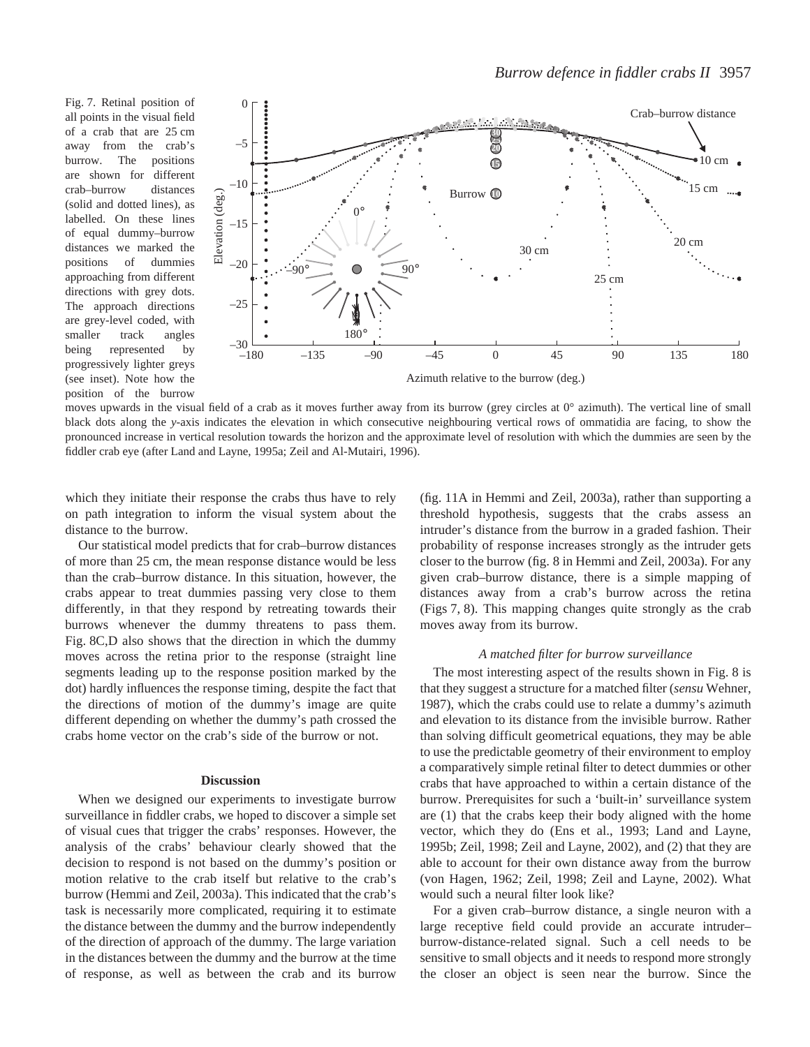Fig. 7. Retinal position of all points in the visual field of a crab that are 25 cm away from the crab's burrow. The positions are shown for different crab–burrow distances (solid and dotted lines), as labelled. On these lines of equal dummy–burrow distances we marked the positions of dummies approaching from different directions with grey dots. The approach directions are grey-level coded, with smaller track angles being represented by progressively lighter greys (see inset). Note how the position of the burrow moves upwards in the visual field of a crab as it moves further away from its burrow (grey circles at 0° azimuth). The vertical line of small black dots along the *y*-axis indicates the elevation in which consecutive neighbouring vertical rows of ommatidia are facing, to show the pronounced increase in vertical resolution towards the horizon and the approximate level of resolution with which the dummies are seen by the fiddler crab eye (after Land and Layne, 1995a; Zeil and Al-Mutairi, 1996).

which they initiate their response the crabs thus have to rely on path integration to inform the visual system about the distance to the burrow.

Our statistical model predicts that for crab–burrow distances of more than 25 cm, the mean response distance would be less than the crab–burrow distance. In this situation, however, the crabs appear to treat dummies passing very close to them differently, in that they respond by retreating towards their burrows whenever the dummy threatens to pass them. Fig. 8C,D also shows that the direction in which the dummy moves across the retina prior to the response (straight line segments leading up to the response position marked by the dot) hardly influences the response timing, despite the fact that the directions of motion of the dummy's image are quite different depending on whether the dummy's path crossed the crabs home vector on the crab's side of the burrow or not.

## Discussion

When we designed our experiments to investigate burrow surveillance in fiddler crabs, we hoped to discover a simple set of visual cues that trigger the crabs' responses. However, the analysis of the crabs' behaviour clearly showed that the decision to respond is not based on the dummy's position or motion relative to the crab itself but relative to the crab's burrow (Hemmi and Zeil, 2003a). This indicated that the crab's task is necessarily more complicated, requiring it to estimate the distance between the dummy and the burrow independently of the direction of approach of the dummy. The large variation in the distances between the dummy and the burrow at the time of response, as well as between the crab and its burrow (fig. 11A in Hemmi and Zeil, 2003a), rather than supporting a threshold hypothesis, suggests that the crabs assess an intruder's distance from the burrow in a graded fashion. Their probability of response increases strongly as the intruder gets closer to the burrow (fig. 8 in Hemmi and Zeil, 2003a). For any given crab–burrow distance, there is a simple mapping of distances away from a crab's burrow across the retina (Figs 7, 8). This mapping changes quite strongly as the crab moves away from its burrow.

### *A matched filter for burrow surveillance*

The most interesting aspect of the results shown in Fig. 8 is that they suggest a structure for a matched filter (*sensu* Wehner, 1987), which the crabs could use to relate a dummy's azimuth and elevation to its distance from the invisible burrow. Rather than solving difficult geometrical equations, they may be able to use the predictable geometry of their environment to employ a comparatively simple retinal filter to detect dummies or other crabs that have approached to within a certain distance of the burrow. Prerequisites for such a 'built-in' surveillance system are (1) that the crabs keep their body aligned with the home vector, which they do (Ens et al., 1993; Land and Layne, 1995b; Zeil, 1998; Zeil and Layne, 2002), and (2) that they are able to account for their own distance away from the burrow (von Hagen, 1962; Zeil, 1998; Zeil and Layne, 2002). What would such a neural filter look like?

For a given crab–burrow distance, a single neuron with a large receptive field could provide an accurate intruder–burrow-distance-related signal. Such a cell needs to be sensitive to small objects and it needs to respond more strongly the closer an object is seen near the burrow. Since the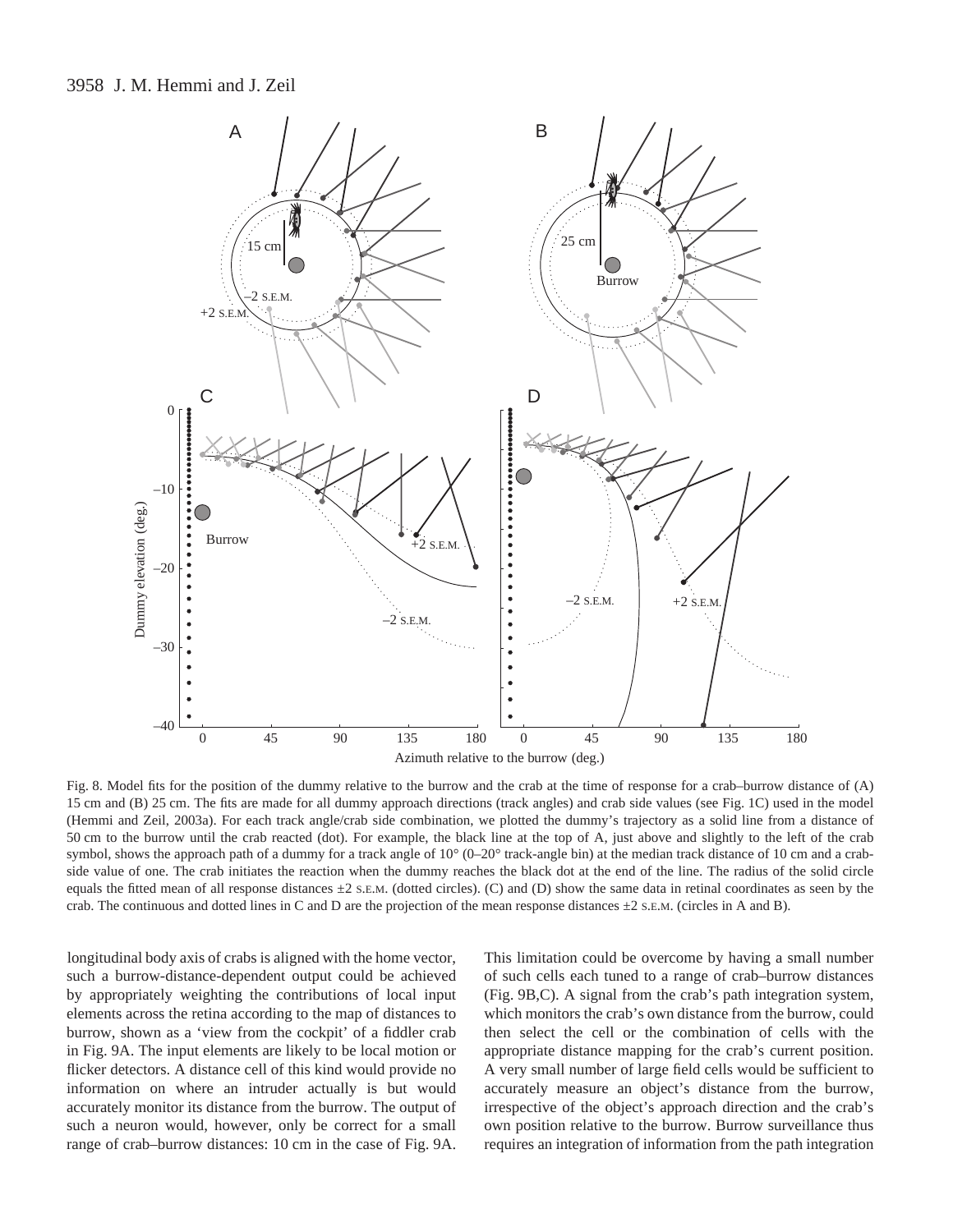Fig. 8. Model fits for the position of the dummy relative to the burrow and the crab at the time of response for a crab–burrow distance of (A) 15 cm and (B) 25 cm. The fits are made for all dummy approach directions (track angles) and crab side values (see Fig. 1C) used in the model (Hemmi and Zeil, 2003a). For each track angle/crab side combination, we plotted the dummy's trajectory as a solid line from a distance of 50 cm to the burrow until the crab reacted (dot). For example, the black line at the top of A, just above and slightly to the left of the crab symbol, shows the approach path of a dummy for a track angle of 10° (0–20° track-angle bin) at the median track distance of 10 cm and a crab-side value of one. The crab initiates the reaction when the dummy reaches the black dot at the end of the line. The radius of the solid circle equals the fitted mean of all response distances ±2 S.E.M. (dotted circles). (C) and (D) show the same data in retinal coordinates as seen by the crab. The continuous and dotted lines in C and D are the projection of the mean response distances ±2 S.E.M. (circles in A and B).

longitudinal body axis of crabs is aligned with the home vector, such a burrow-distance-dependent output could be achieved by appropriately weighting the contributions of local input elements across the retina according to the map of distances to burrow, shown as a 'view from the cockpit' of a fiddler crab in Fig. 9A. The input elements are likely to be local motion or flicker detectors. A distance cell of this kind would provide no information on where an intruder actually is but would accurately monitor its distance from the burrow. The output of such a neuron would, however, only be correct for a small range of crab–burrow distances: 10 cm in the case of Fig. 9A. This limitation could be overcome by having a small number of such cells each tuned to a range of crab–burrow distances (Fig. 9B,C). A signal from the crab's path integration system, which monitors the crab's own distance from the burrow, could then select the cell or the combination of cells with the appropriate distance mapping for the crab's current position. A very small number of large field cells would be sufficient to accurately measure an object's distance from the burrow, irrespective of the object's approach direction and the crab's own position relative to the burrow. Burrow surveillance thus requires an integration of information from the path integration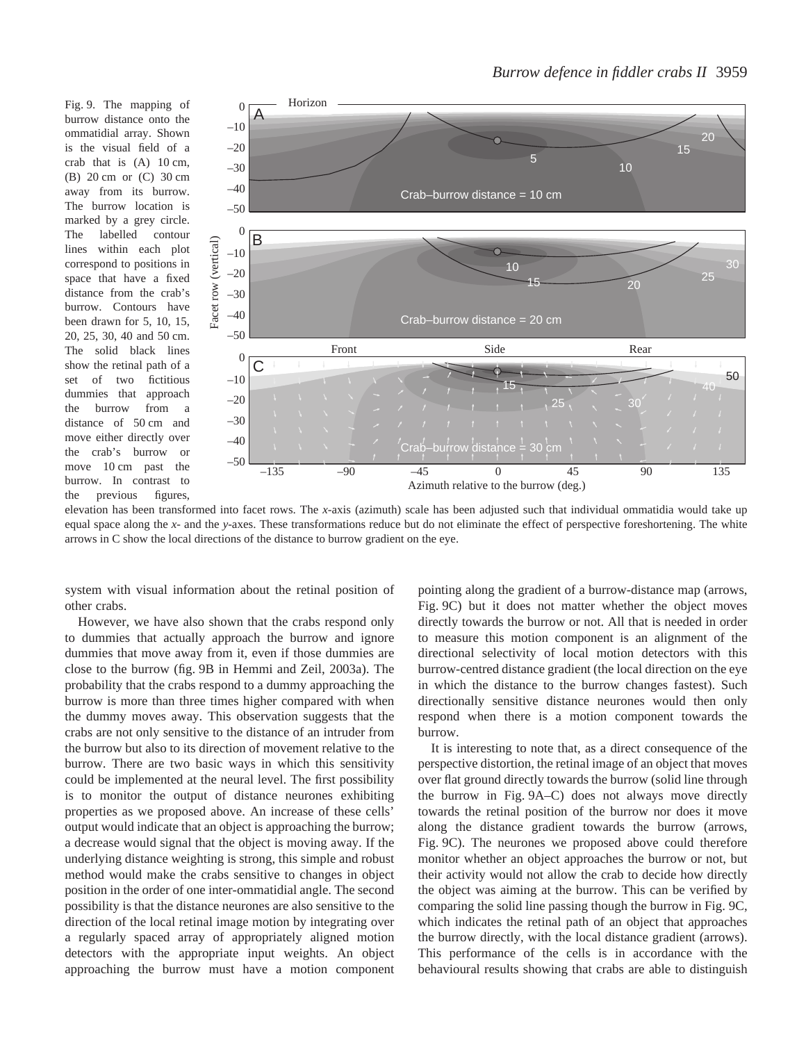Horizon

A

0
–10
–20
–30
–40
–50

5
10
15
20

Crab–burrow distance = 10 cm

B

0
–10
–20
–30
–40
–50

10
15
20
25
30

Crab–burrow distance = 20 cm

Facet row (vertical)

Front
Side
Rear

C

0
–10
–20
–30
–40
–50

15
25
30
40
50

Crab–burrow distance = 30 cm

–135
–90
–45
0
45
90
135

Azimuth relative to the burrow (deg.)

Fig. 9. The mapping of burrow distance onto the ommatidial array. Shown is the visual field of a crab that is (A) 10 cm, (B) 20 cm or (C) 30 cm away from its burrow. The burrow location is marked by a grey circle. The labelled contour lines within each plot correspond to positions in space that have a fixed distance from the crab's burrow. Contours have been drawn for 5, 10, 15, 20, 25, 30, 40 and 50 cm. The solid black lines show the retinal path of a set of two fictitious dummies that approach the burrow from a distance of 50 cm and move either directly over the crab's burrow or move 10 cm past the burrow. In contrast to the previous figures, elevation has been transformed into facet rows. The *x*-axis (azimuth) scale has been adjusted such that individual ommatidia would take up equal space along the *x*- and the *y*-axes. These transformations reduce but do not eliminate the effect of perspective foreshortening. The white arrows in C show the local directions of the distance to burrow gradient on the eye.

system with visual information about the retinal position of other crabs.

However, we have also shown that the crabs respond only to dummies that actually approach the burrow and ignore dummies that move away from it, even if those dummies are close to the burrow (fig. 9B in Hemmi and Zeil, 2003a). The probability that the crabs respond to a dummy approaching the burrow is more than three times higher compared with when the dummy moves away. This observation suggests that the crabs are not only sensitive to the distance of an intruder from the burrow but also to its direction of movement relative to the burrow. There are two basic ways in which this sensitivity could be implemented at the neural level. The first possibility is to monitor the output of distance neurones exhibiting properties as we proposed above. An increase of these cells' output would indicate that an object is approaching the burrow; a decrease would signal that the object is moving away. If the underlying distance weighting is strong, this simple and robust method would make the crabs sensitive to changes in object position in the order of one inter-ommatidial angle. The second possibility is that the distance neurones are also sensitive to the direction of the local retinal image motion by integrating over a regularly spaced array of appropriately aligned motion detectors with the appropriate input weights. An object approaching the burrow must have a motion component pointing along the gradient of a burrow-distance map (arrows, Fig. 9C) but it does not matter whether the object moves directly towards the burrow or not. All that is needed in order to measure this motion component is an alignment of the directional selectivity of local motion detectors with this burrow-centred distance gradient (the local direction on the eye in which the distance to the burrow changes fastest). Such directionally sensitive distance neurones would then only respond when there is a motion component towards the burrow.

It is interesting to note that, as a direct consequence of the perspective distortion, the retinal image of an object that moves over flat ground directly towards the burrow (solid line through the burrow in Fig. 9A–C) does not always move directly towards the retinal position of the burrow nor does it move along the distance gradient towards the burrow (arrows, Fig. 9C). The neurones we proposed above could therefore monitor whether an object approaches the burrow or not, but their activity would not allow the crab to decide how directly the object was aiming at the burrow. This can be verified by comparing the solid line passing though the burrow in Fig. 9C, which indicates the retinal path of an object that approaches the burrow directly, with the local distance gradient (arrows). This performance of the cells is in accordance with the behavioural results showing that crabs are able to distinguish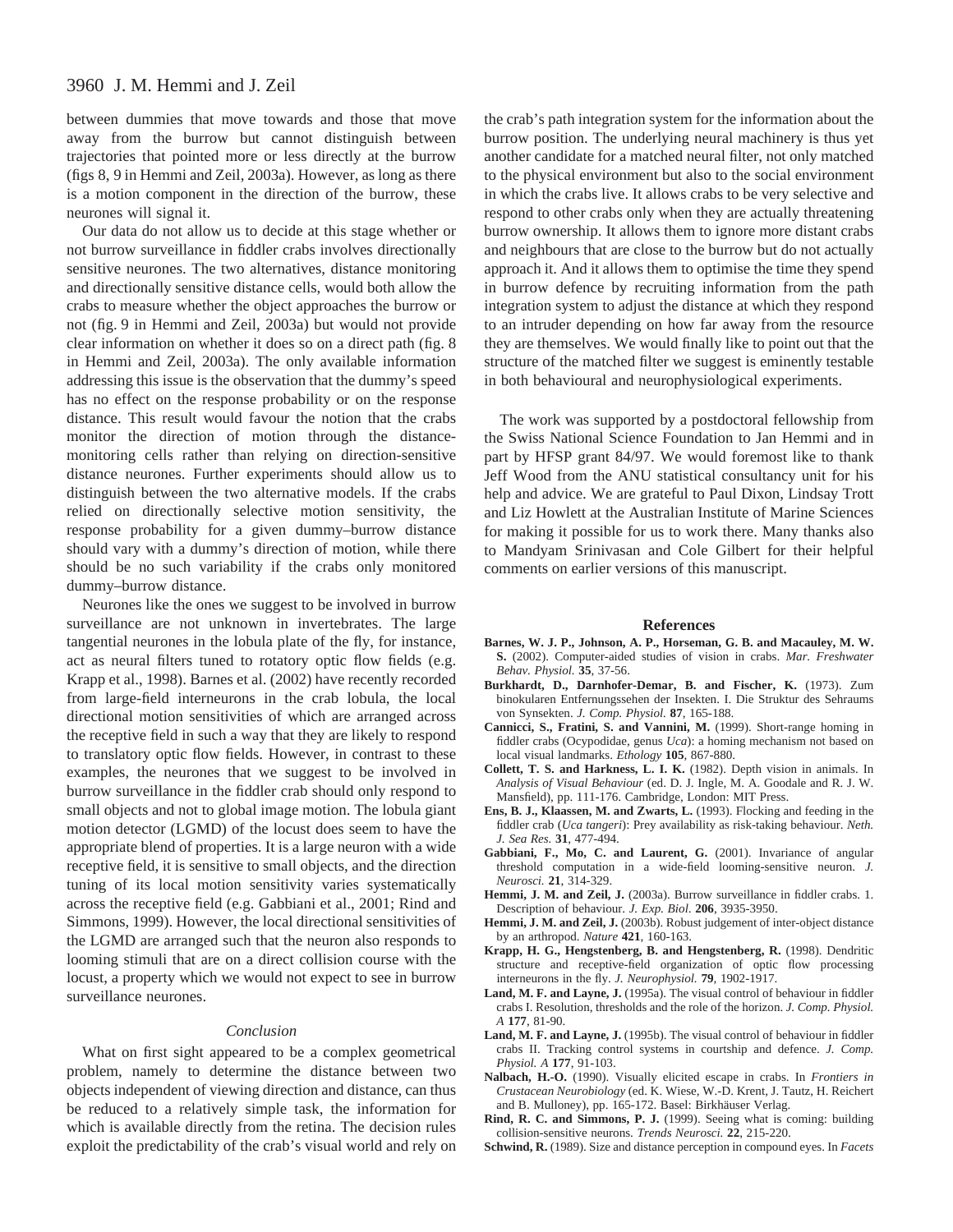between dummies that move towards and those that move away from the burrow but cannot distinguish between trajectories that pointed more or less directly at the burrow (figs 8, 9 in Hemmi and Zeil, 2003a). However, as long as there is a motion component in the direction of the burrow, these neurones will signal it.

Our data do not allow us to decide at this stage whether or not burrow surveillance in fiddler crabs involves directionally sensitive neurones. The two alternatives, distance monitoring and directionally sensitive distance cells, would both allow the crabs to measure whether the object approaches the burrow or not (fig. 9 in Hemmi and Zeil, 2003a) but would not provide clear information on whether it does so on a direct path (fig. 8 in Hemmi and Zeil, 2003a). The only available information addressing this issue is the observation that the dummy's speed has no effect on the response probability or on the response distance. This result would favour the notion that the crabs monitor the direction of motion through the distance-monitoring cells rather than relying on direction-sensitive distance neurones. Further experiments should allow us to distinguish between the two alternative models. If the crabs relied on directionally selective motion sensitivity, the response probability for a given dummy–burrow distance should vary with a dummy's direction of motion, while there should be no such variability if the crabs only monitored dummy–burrow distance.

Neurones like the ones we suggest to be involved in burrow surveillance are not unknown in invertebrates. The large tangential neurones in the lobula plate of the fly, for instance, act as neural filters tuned to rotatory optic flow fields (e.g. Krapp et al., 1998). Barnes et al. (2002) have recently recorded from large-field interneurons in the crab lobula, the local directional motion sensitivities of which are arranged across the receptive field in such a way that they are likely to respond to translatory optic flow fields. However, in contrast to these examples, the neurones that we suggest to be involved in burrow surveillance in the fiddler crab should only respond to small objects and not to global image motion. The lobula giant motion detector (LGMD) of the locust does seem to have the appropriate blend of properties. It is a large neuron with a wide receptive field, it is sensitive to small objects, and the direction tuning of its local motion sensitivity varies systematically across the receptive field (e.g. Gabbiani et al., 2001; Rind and Simmons, 1999). However, the local directional sensitivities of the LGMD are arranged such that the neuron also responds to looming stimuli that are on a direct collision course with the locust, a property which we would not expect to see in burrow surveillance neurones.

### *Conclusion*

What on first sight appeared to be a complex geometrical problem, namely to determine the distance between two objects independent of viewing direction and distance, can thus be reduced to a relatively simple task, the information for which is available directly from the retina. The decision rules exploit the predictability of the crab's visual world and rely on the crab's path integration system for the information about the burrow position. The underlying neural machinery is thus yet another candidate for a matched neural filter, not only matched to the physical environment but also to the social environment in which the crabs live. It allows crabs to be very selective and respond to other crabs only when they are actually threatening burrow ownership. It allows them to ignore more distant crabs and neighbours that are close to the burrow but do not actually approach it. And it allows them to optimise the time they spend in burrow defence by recruiting information from the path integration system to adjust the distance at which they respond to an intruder depending on how far away from the resource they are themselves. We would finally like to point out that the structure of the matched filter we suggest is eminently testable in both behavioural and neurophysiological experiments.

The work was supported by a postdoctoral fellowship from the Swiss National Science Foundation to Jan Hemmi and in part by HFSP grant 84/97. We would foremost like to thank Jeff Wood from the ANU statistical consultancy unit for his help and advice. We are grateful to Paul Dixon, Lindsay Trott and Liz Howlett at the Australian Institute of Marine Sciences for making it possible for us to work there. Many thanks also to Mandyam Srinivasan and Cole Gilbert for their helpful comments on earlier versions of this manuscript.

## References

**Barnes, W. J. P., Johnson, A. P., Horseman, G. B. and Macauley, M. W. S.** (2002). Computer-aided studies of vision in crabs. *Mar. Freshwater Behav. Physiol.* **35**, 37-56.

**Burkhardt, D., Darnhofer-Demar, B. and Fischer, K.** (1973). Zum binokularen Entfernungssehen der Insekten. I. Die Struktur des Sehraums von Synsekten. *J. Comp. Physiol.* **87**, 165-188.

**Cannicci, S., Fratini, S. and Vannini, M.** (1999). Short-range homing in fiddler crabs (Ocypodidae, genus *Uca*): a homing mechanism not based on local visual landmarks. *Ethology* **105**, 867-880.

**Collett, T. S. and Harkness, L. I. K.** (1982). Depth vision in animals. In *Analysis of Visual Behaviour* (ed. D. J. Ingle, M. A. Goodale and R. J. W. Mansfield), pp. 111-176. Cambridge, London: MIT Press.

**Ens, B. J., Klaassen, M. and Zwarts, L.** (1993). Flocking and feeding in the fiddler crab (*Uca tangeri*): Prey availability as risk-taking behaviour. *Neth. J. Sea Res.* **31**, 477-494.

**Gabbiani, F., Mo, C. and Laurent, G.** (2001). Invariance of angular threshold computation in a wide-field looming-sensitive neuron. *J. Neurosci.* **21**, 314-329.

**Hemmi, J. M. and Zeil, J.** (2003a). Burrow surveillance in fiddler crabs. 1. Description of behaviour. *J. Exp. Biol.* **206**, 3935-3950.

**Hemmi, J. M. and Zeil, J.** (2003b). Robust judgement of inter-object distance by an arthropod. *Nature* **421**, 160-163.

**Krapp, H. G., Hengstenberg, B. and Hengstenberg, R.** (1998). Dendritic structure and receptive-field organization of optic flow processing interneurons in the fly. *J. Neurophysiol.* **79**, 1902-1917.

**Land, M. F. and Layne, J.** (1995a). The visual control of behaviour in fiddler crabs I. Resolution, thresholds and the role of the horizon. *J. Comp. Physiol. A* **177**, 81-90.

**Land, M. F. and Layne, J.** (1995b). The visual control of behaviour in fiddler crabs II. Tracking control systems in courtship and defence. *J. Comp. Physiol. A* **177**, 91-103.

**Nalbach, H.-O.** (1990). Visually elicited escape in crabs. In *Frontiers in Crustacean Neurobiology* (ed. K. Wiese, W.-D. Krent, J. Tautz, H. Reichert and B. Mulloney), pp. 165-172. Basel: Birkhäuser Verlag.

**Rind, R. C. and Simmons, P. J.** (1999). Seeing what is coming: building collision-sensitive neurons. *Trends Neurosci.* **22**, 215-220.

**Schwind, R.** (1989). Size and distance perception in compound eyes. In *Facets*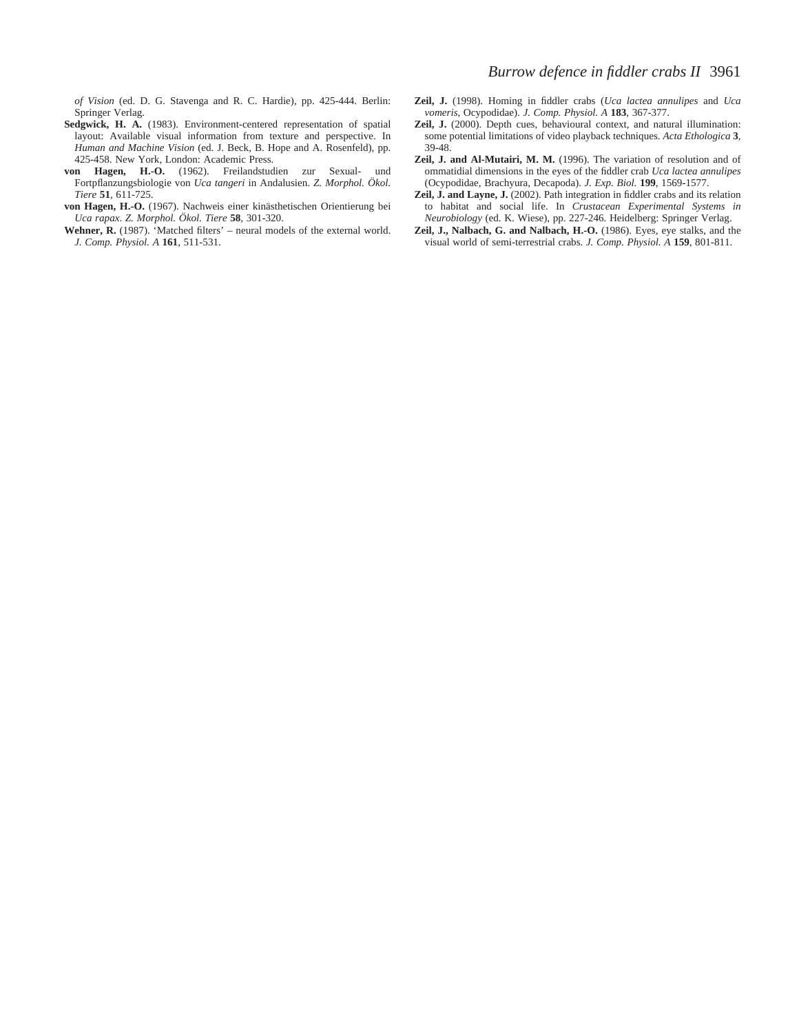*of Vision* (ed. D. G. Stavenga and R. C. Hardie), pp. 425-444. Berlin: Springer Verlag.

**Sedgwick, H. A.** (1983). Environment-centered representation of spatial layout: Available visual information from texture and perspective. In *Human and Machine Vision* (ed. J. Beck, B. Hope and A. Rosenfeld), pp. 425-458. New York, London: Academic Press.

**von Hagen, H.-O.** (1962). Freilandstudien zur Sexual- und Fortpflanzungsbiologie von *Uca tangeri* in Andalusien. *Z. Morphol. Ökol. Tiere* **51**, 611-725.

**von Hagen, H.-O.** (1967). Nachweis einer kinästhetischen Orientierung bei *Uca rapax*. *Z. Morphol. Ökol. Tiere* **58**, 301-320.

**Wehner, R.** (1987). 'Matched filters' – neural models of the external world. *J. Comp. Physiol. A* **161**, 511-531.

**Zeil, J.** (1998). Homing in fiddler crabs (*Uca lactea annulipes* and *Uca vomeris*, Ocypodidae). *J. Comp. Physiol. A* **183**, 367-377.

**Zeil, J.** (2000). Depth cues, behavioural context, and natural illumination: some potential limitations of video playback techniques. *Acta Ethologica* **3**, 39-48.

**Zeil, J. and Al-Mutairi, M. M.** (1996). The variation of resolution and of ommatidial dimensions in the eyes of the fiddler crab *Uca lactea annulipes* (Ocypodidae, Brachyura, Decapoda). *J. Exp. Biol.* **199**, 1569-1577.

**Zeil, J. and Layne, J.** (2002). Path integration in fiddler crabs and its relation to habitat and social life. In *Crustacean Experimental Systems in Neurobiology* (ed. K. Wiese), pp. 227-246. Heidelberg: Springer Verlag.

**Zeil, J., Nalbach, G. and Nalbach, H.-O.** (1986). Eyes, eye stalks, and the visual world of semi-terrestrial crabs. *J. Comp. Physiol. A* **159**, 801-811.